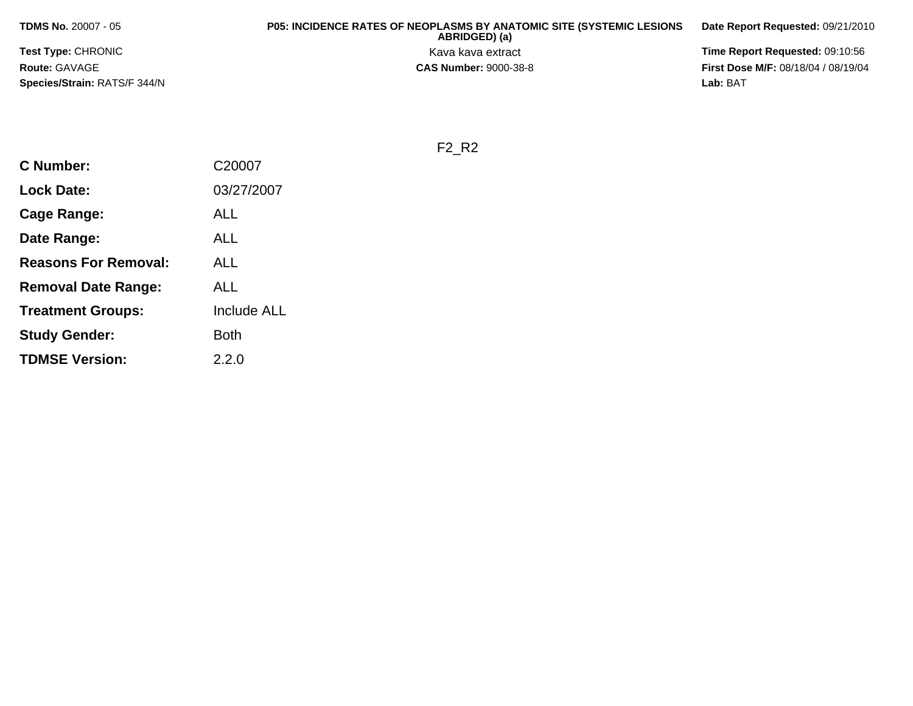**TDMS No.** 20007 - 05

**Test Type:** CHRONIC

**Route:** GAVAGE

**Species/Strain:** RATS/F 344/N

**P05: INCIDENCE RATES OF NEOPLASMS BY ANATOMIC SITE (SYSTEMIC LESIONS ABRIDGED) (a)**

Kava kava extract

**CAS Number:** 9000-38-8

**Date Report Requested:** 09/21/2010

**Time Report Requested:** 09:10:56

**First Dose M/F:** 08/18/04 / 08/19/04

**Lab:** BAT

F2_R2

| | |
|---|---|
| **C Number:** | C20007 |
| **Lock Date:** | 03/27/2007 |
| **Cage Range:** | ALL |
| **Date Range:** | ALL |
| **Reasons For Removal:** | ALL |
| **Removal Date Range:** | ALL |
| **Treatment Groups:** | Include ALL |
| **Study Gender:** | Both |
| **TDMSE Version:** | 2.2.0 |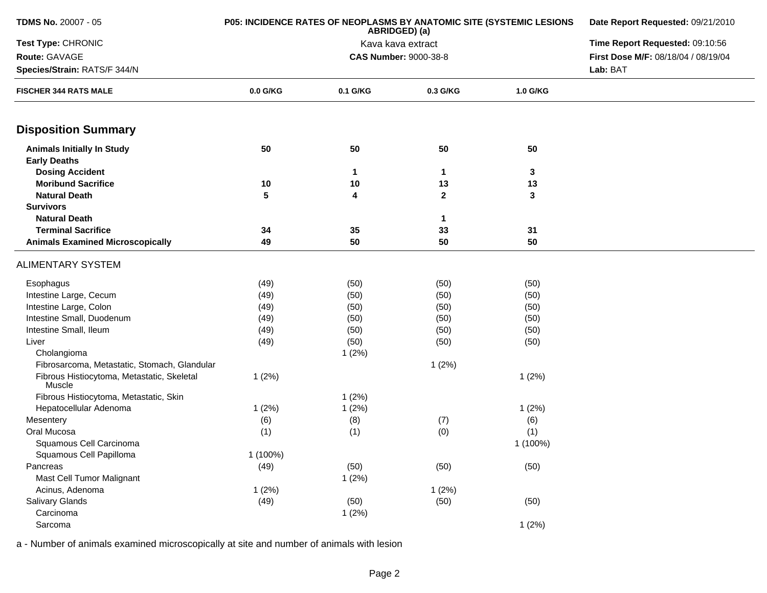**TDMS No.** 20007 - 05
**Test Type:** CHRONIC
**Route:** GAVAGE
**Species/Strain:** RATS/F 344/N

**P05: INCIDENCE RATES OF NEOPLASMS BY ANATOMIC SITE (SYSTEMIC LESIONS ABRIDGED) (a)**
Kava kava extract
**CAS Number:** 9000-38-8

**Date Report Requested:** 09/21/2010
**Time Report Requested:** 09:10:56
**First Dose M/F:** 08/18/04 / 08/19/04
**Lab:** BAT

| FISCHER 344 RATS MALE | 0.0 G/KG | 0.1 G/KG | 0.3 G/KG | 1.0 G/KG |
|---|---|---|---|---|
| **Disposition Summary** | | | | |
| **Animals Initially In Study** | **50** | **50** | **50** | **50** |
| **Early Deaths** | | | | |
| **Dosing Accident** | | **1** | **1** | **3** |
| **Moribund Sacrifice** | **10** | **10** | **13** | **13** |
| **Natural Death** | **5** | **4** | **2** | **3** |
| **Survivors** | | | | |
| **Natural Death** | | | **1** | |
| **Terminal Sacrifice** | **34** | **35** | **33** | **31** |
| **Animals Examined Microscopically** | **49** | **50** | **50** | **50** |
| ALIMENTARY SYSTEM | | | | |
| Esophagus | (49) | (50) | (50) | (50) |
| Intestine Large, Cecum | (49) | (50) | (50) | (50) |
| Intestine Large, Colon | (49) | (50) | (50) | (50) |
| Intestine Small, Duodenum | (49) | (50) | (50) | (50) |
| Intestine Small, Ileum | (49) | (50) | (50) | (50) |
| Liver | (49) | (50) | (50) | (50) |
| Cholangioma | | 1 (2%) | | |
| Fibrosarcoma, Metastatic, Stomach, Glandular | | | 1 (2%) | |
| Fibrous Histiocytoma, Metastatic, Skeletal Muscle | 1 (2%) | | | 1 (2%) |
| Fibrous Histiocytoma, Metastatic, Skin | | 1 (2%) | | |
| Hepatocellular Adenoma | 1 (2%) | 1 (2%) | | 1 (2%) |
| Mesentery | (6) | (8) | (7) | (6) |
| Oral Mucosa | (1) | (1) | (0) | (1) |
| Squamous Cell Carcinoma | | | | 1 (100%) |
| Squamous Cell Papilloma | 1 (100%) | | | |
| Pancreas | (49) | (50) | (50) | (50) |
| Mast Cell Tumor Malignant | | 1 (2%) | | |
| Acinus, Adenoma | 1 (2%) | | 1 (2%) | |
| Salivary Glands | (49) | (50) | (50) | (50) |
| Carcinoma | | 1 (2%) | | |
| Sarcoma | | | | 1 (2%) |

a - Number of animals examined microscopically at site and number of animals with lesion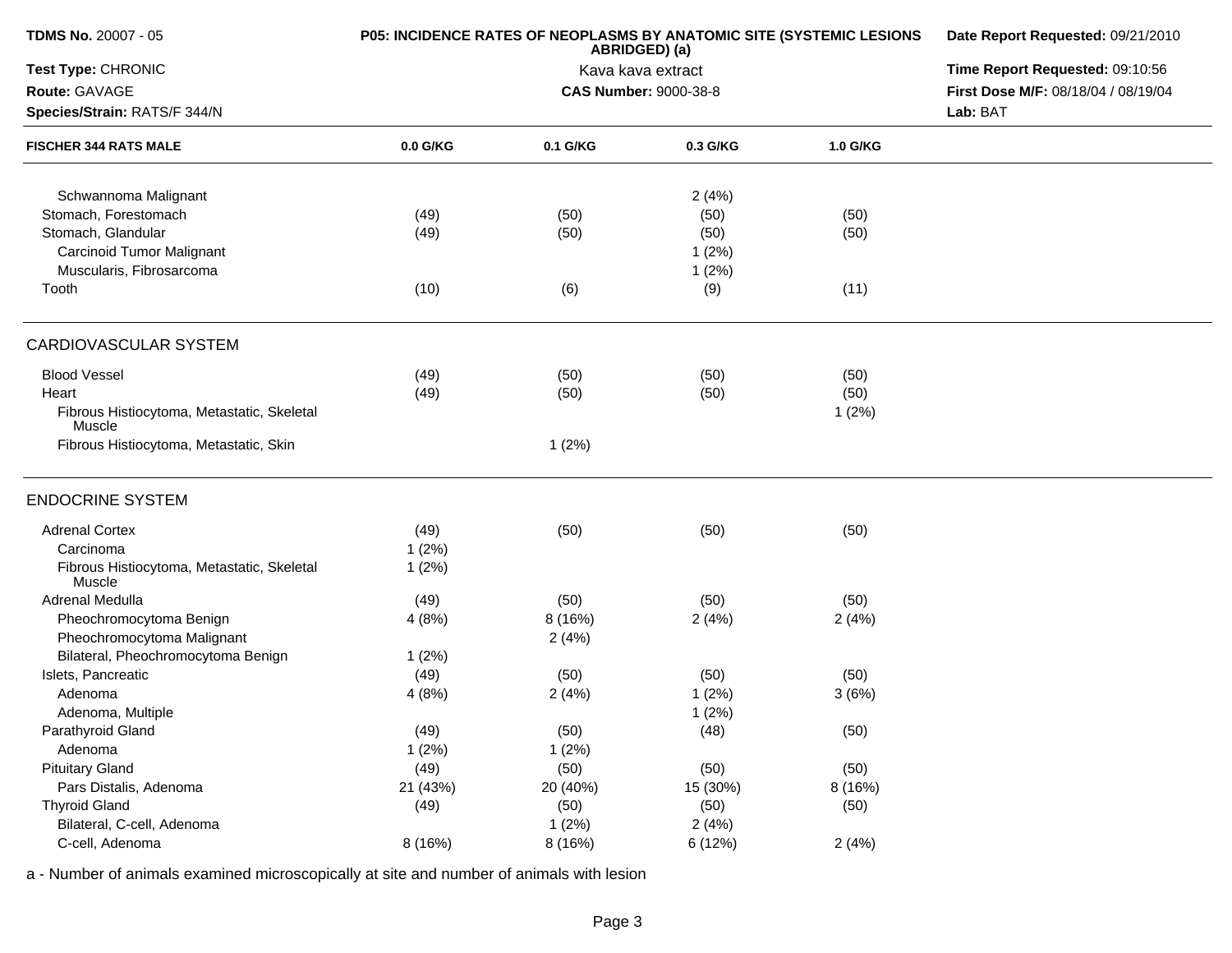**TDMS No.** 20007 - 05
**Test Type:** CHRONIC
**Route:** GAVAGE
**Species/Strain:** RATS/F 344/N

**P05: INCIDENCE RATES OF NEOPLASMS BY ANATOMIC SITE (SYSTEMIC LESIONS ABRIDGED) (a)**
Kava kava extract
**CAS Number:** 9000-38-8

**Date Report Requested:** 09/21/2010
**Time Report Requested:** 09:10:56
**First Dose M/F:** 08/18/04 / 08/19/04
**Lab:** BAT

| FISCHER 344 RATS MALE | 0.0 G/KG | 0.1 G/KG | 0.3 G/KG | 1.0 G/KG |
|---|---|---|---|---|
| Schwannoma Malignant | | | 2 (4%) | |
| Stomach, Forestomach | (49) | (50) | (50) | (50) |
| Stomach, Glandular | (49) | (50) | (50) | (50) |
| Carcinoid Tumor Malignant | | | 1 (2%) | |
| Muscularis, Fibrosarcoma | | | 1 (2%) | |
| Tooth | (10) | (6) | (9) | (11) |
| **CARDIOVASCULAR SYSTEM** | | | | |
| Blood Vessel | (49) | (50) | (50) | (50) |
| Heart | (49) | (50) | (50) | (50) |
| Fibrous Histiocytoma, Metastatic, Skeletal Muscle | | | | 1 (2%) |
| Fibrous Histiocytoma, Metastatic, Skin | | 1 (2%) | | |
| **ENDOCRINE SYSTEM** | | | | |
| Adrenal Cortex | (49) | (50) | (50) | (50) |
| Carcinoma | 1 (2%) | | | |
| Fibrous Histiocytoma, Metastatic, Skeletal Muscle | 1 (2%) | | | |
| Adrenal Medulla | (49) | (50) | (50) | (50) |
| Pheochromocytoma Benign | 4 (8%) | 8 (16%) | 2 (4%) | 2 (4%) |
| Pheochromocytoma Malignant | | 2 (4%) | | |
| Bilateral, Pheochromocytoma Benign | 1 (2%) | | | |
| Islets, Pancreatic | (49) | (50) | (50) | (50) |
| Adenoma | 4 (8%) | 2 (4%) | 1 (2%) | 3 (6%) |
| Adenoma, Multiple | | | 1 (2%) | |
| Parathyroid Gland | (49) | (50) | (48) | (50) |
| Adenoma | 1 (2%) | 1 (2%) | | |
| Pituitary Gland | (49) | (50) | (50) | (50) |
| Pars Distalis, Adenoma | 21 (43%) | 20 (40%) | 15 (30%) | 8 (16%) |
| Thyroid Gland | (49) | (50) | (50) | (50) |
| Bilateral, C-cell, Adenoma | | 1 (2%) | 2 (4%) | |
| C-cell, Adenoma | 8 (16%) | 8 (16%) | 6 (12%) | 2 (4%) |

a - Number of animals examined microscopically at site and number of animals with lesion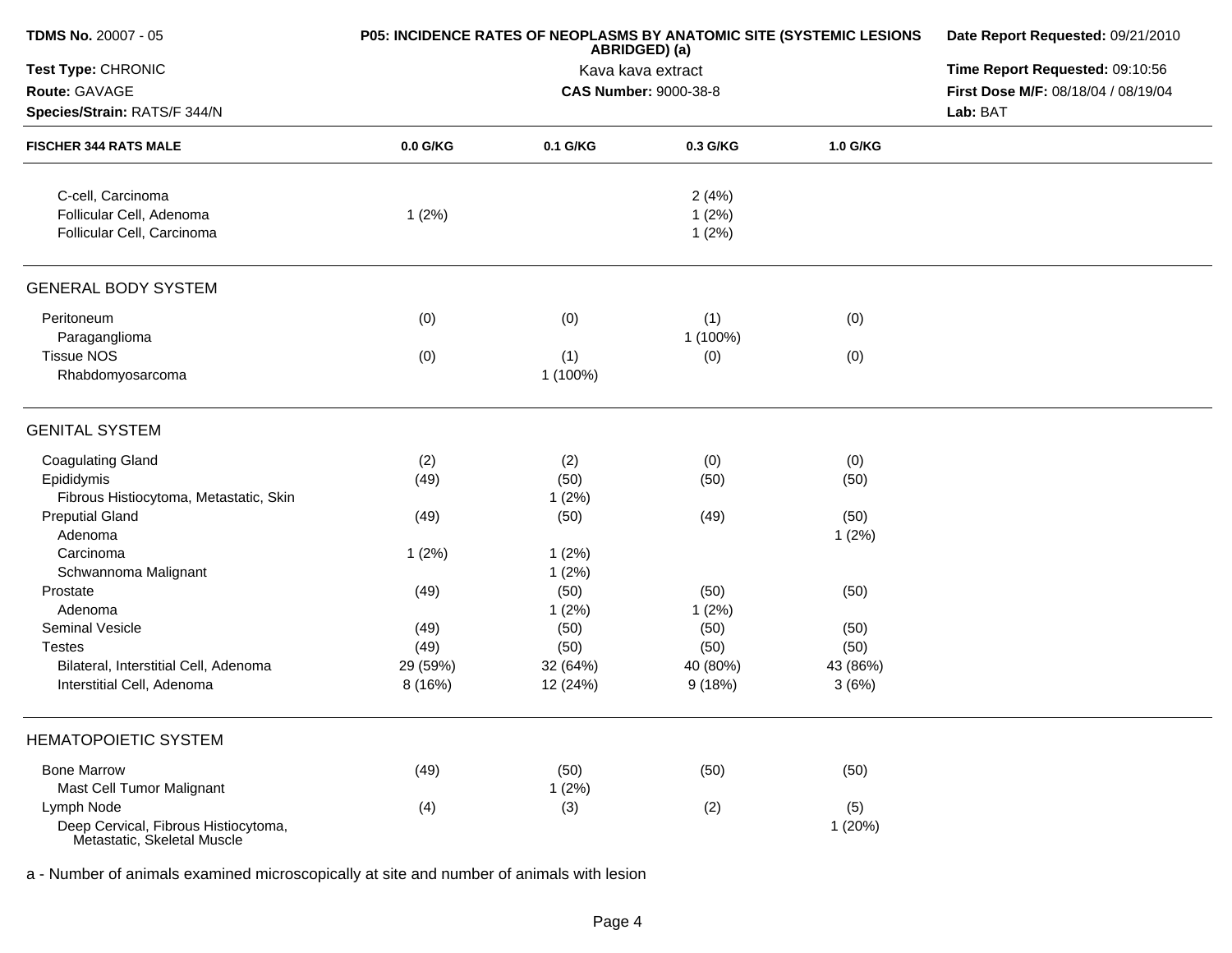| FISCHER 344 RATS MALE | 0.0 G/KG | 0.1 G/KG | 0.3 G/KG | 1.0 G/KG |
|---|---|---|---|---|
| C-cell, Carcinoma | | | 2 (4%) | |
| Follicular Cell, Adenoma | 1 (2%) | | 1 (2%) | |
| Follicular Cell, Carcinoma | | | 1 (2%) | |
| **GENERAL BODY SYSTEM** | | | | |
| Peritoneum | (0) | (0) | (1) | (0) |
| Paraganglioma | | | 1 (100%) | |
| Tissue NOS | (0) | (1) | (0) | (0) |
| Rhabdomyosarcoma | | 1 (100%) | | |
| **GENITAL SYSTEM** | | | | |
| Coagulating Gland | (2) | (2) | (0) | (0) |
| Epididymis | (49) | (50) | (50) | (50) |
| Fibrous Histiocytoma, Metastatic, Skin | | 1 (2%) | | |
| Preputial Gland | (49) | (50) | (49) | (50) |
| Adenoma | | | | 1 (2%) |
| Carcinoma | 1 (2%) | 1 (2%) | | |
| Schwannoma Malignant | | 1 (2%) | | |
| Prostate | (49) | (50) | (50) | (50) |
| Adenoma | | 1 (2%) | 1 (2%) | |
| Seminal Vesicle | (49) | (50) | (50) | (50) |
| Testes | (49) | (50) | (50) | (50) |
| Bilateral, Interstitial Cell, Adenoma | 29 (59%) | 32 (64%) | 40 (80%) | 43 (86%) |
| Interstitial Cell, Adenoma | 8 (16%) | 12 (24%) | 9 (18%) | 3 (6%) |
| **HEMATOPOIETIC SYSTEM** | | | | |
| Bone Marrow | (49) | (50) | (50) | (50) |
| Mast Cell Tumor Malignant | | 1 (2%) | | |
| Lymph Node | (4) | (3) | (2) | (5) |
| Deep Cervical, Fibrous Histiocytoma, Metastatic, Skeletal Muscle | | | | 1 (20%) |

a - Number of animals examined microscopically at site and number of animals with lesion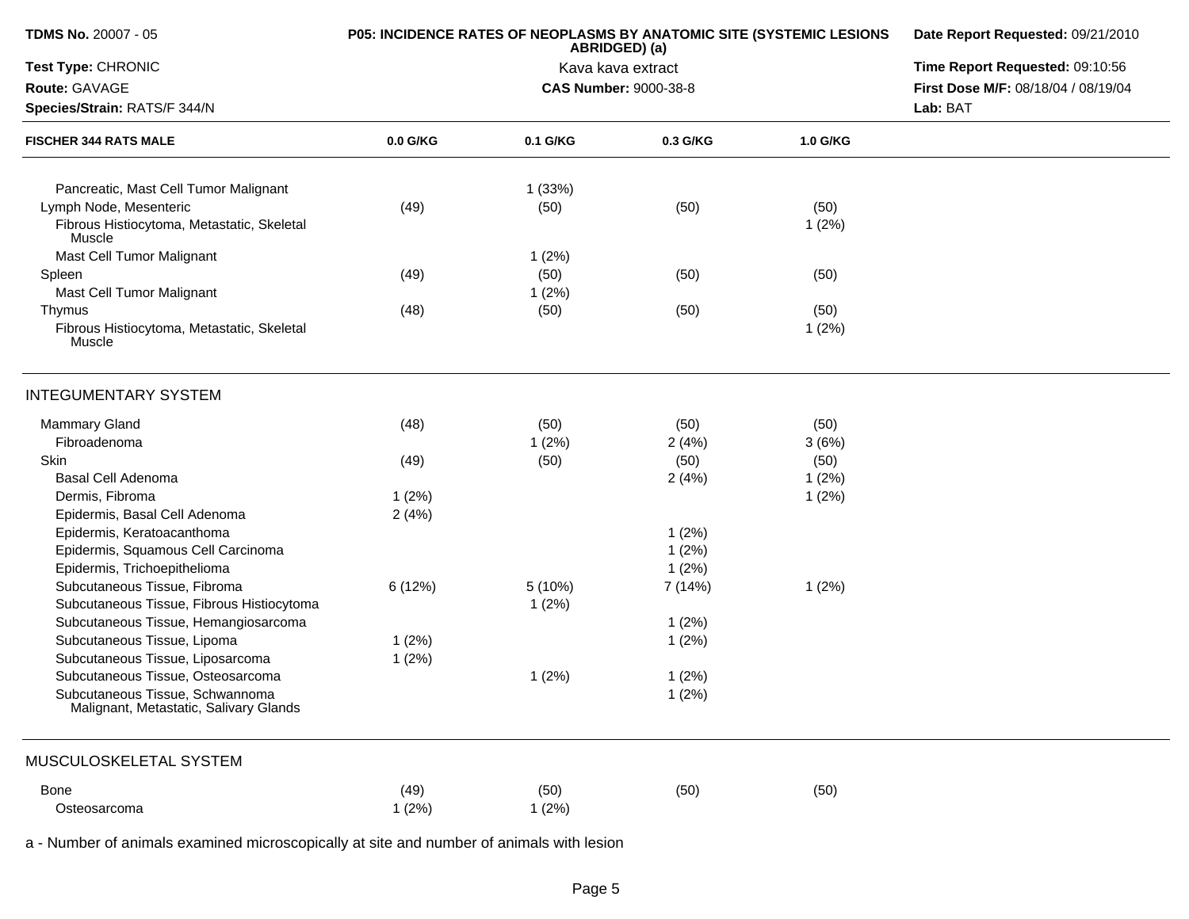**TDMS No.** 20007 - 05
**Test Type:** CHRONIC
**Route:** GAVAGE
**Species/Strain:** RATS/F 344/N

**P05: INCIDENCE RATES OF NEOPLASMS BY ANATOMIC SITE (SYSTEMIC LESIONS ABRIDGED) (a)**
Kava kava extract
**CAS Number:** 9000-38-8

**Date Report Requested:** 09/21/2010
**Time Report Requested:** 09:10:56
**First Dose M/F:** 08/18/04 / 08/19/04
**Lab:** BAT

| FISCHER 344 RATS MALE | 0.0 G/KG | 0.1 G/KG | 0.3 G/KG | 1.0 G/KG |
|---|---|---|---|---|
| Pancreatic, Mast Cell Tumor Malignant | | 1 (33%) | | |
| Lymph Node, Mesenteric | (49) | (50) | (50) | (50) |
| Fibrous Histiocytoma, Metastatic, Skeletal Muscle | | | | 1 (2%) |
| Mast Cell Tumor Malignant | | 1 (2%) | | |
| Spleen | (49) | (50) | (50) | (50) |
| Mast Cell Tumor Malignant | | 1 (2%) | | |
| Thymus | (48) | (50) | (50) | (50) |
| Fibrous Histiocytoma, Metastatic, Skeletal Muscle | | | | 1 (2%) |
| **INTEGUMENTARY SYSTEM** | | | | |
| Mammary Gland | (48) | (50) | (50) | (50) |
| Fibroadenoma | | 1 (2%) | 2 (4%) | 3 (6%) |
| Skin | (49) | (50) | (50) | (50) |
| Basal Cell Adenoma | | | 2 (4%) | 1 (2%) |
| Dermis, Fibroma | 1 (2%) | | | 1 (2%) |
| Epidermis, Basal Cell Adenoma | 2 (4%) | | | |
| Epidermis, Keratoacanthoma | | | 1 (2%) | |
| Epidermis, Squamous Cell Carcinoma | | | 1 (2%) | |
| Epidermis, Trichoepithelioma | | | 1 (2%) | |
| Subcutaneous Tissue, Fibroma | 6 (12%) | 5 (10%) | 7 (14%) | 1 (2%) |
| Subcutaneous Tissue, Fibrous Histiocytoma | | 1 (2%) | | |
| Subcutaneous Tissue, Hemangiosarcoma | | | 1 (2%) | |
| Subcutaneous Tissue, Lipoma | 1 (2%) | | 1 (2%) | |
| Subcutaneous Tissue, Liposarcoma | 1 (2%) | | | |
| Subcutaneous Tissue, Osteosarcoma | | 1 (2%) | 1 (2%) | |
| Subcutaneous Tissue, Schwannoma Malignant, Metastatic, Salivary Glands | | | 1 (2%) | |
| **MUSCULOSKELETAL SYSTEM** | | | | |
| Bone | (49) | (50) | (50) | (50) |
| Osteosarcoma | 1 (2%) | 1 (2%) | | |

a - Number of animals examined microscopically at site and number of animals with lesion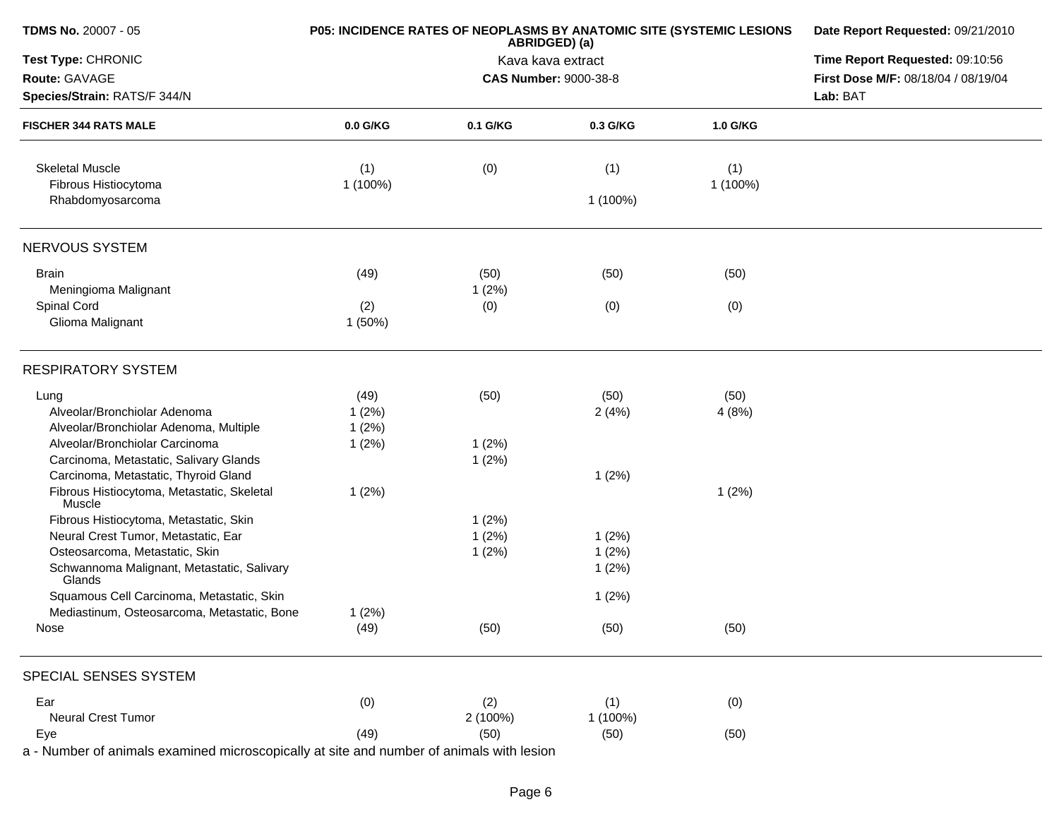**TDMS No.** 20007 - 05
**Test Type:** CHRONIC
**Route:** GAVAGE
**Species/Strain:** RATS/F 344/N

**P05: INCIDENCE RATES OF NEOPLASMS BY ANATOMIC SITE (SYSTEMIC LESIONS ABRIDGED) (a)**
Kava kava extract
**CAS Number:** 9000-38-8

**Date Report Requested:** 09/21/2010
**Time Report Requested:** 09:10:56
**First Dose M/F:** 08/18/04 / 08/19/04
**Lab:** BAT

| FISCHER 344 RATS MALE | 0.0 G/KG | 0.1 G/KG | 0.3 G/KG | 1.0 G/KG |
|---|---|---|---|---|
| Skeletal Muscle | (1) | (0) | (1) | (1) |
| Fibrous Histiocytoma | 1 (100%) | | | 1 (100%) |
| Rhabdomyosarcoma | | | 1 (100%) | |
| **NERVOUS SYSTEM** | | | | |
| Brain | (49) | (50) | (50) | (50) |
| Meningioma Malignant | | 1 (2%) | | |
| Spinal Cord | (2) | (0) | (0) | (0) |
| Glioma Malignant | 1 (50%) | | | |
| **RESPIRATORY SYSTEM** | | | | |
| Lung | (49) | (50) | (50) | (50) |
| Alveolar/Bronchiolar Adenoma | 1 (2%) | | 2 (4%) | 4 (8%) |
| Alveolar/Bronchiolar Adenoma, Multiple | 1 (2%) | | | |
| Alveolar/Bronchiolar Carcinoma | 1 (2%) | 1 (2%) | | |
| Carcinoma, Metastatic, Salivary Glands | | 1 (2%) | | |
| Carcinoma, Metastatic, Thyroid Gland | | | 1 (2%) | |
| Fibrous Histiocytoma, Metastatic, Skeletal Muscle | 1 (2%) | | | 1 (2%) |
| Fibrous Histiocytoma, Metastatic, Skin | | 1 (2%) | | |
| Neural Crest Tumor, Metastatic, Ear | | 1 (2%) | 1 (2%) | |
| Osteosarcoma, Metastatic, Skin | | 1 (2%) | 1 (2%) | |
| Schwannoma Malignant, Metastatic, Salivary Glands | | | 1 (2%) | |
| Squamous Cell Carcinoma, Metastatic, Skin | | | 1 (2%) | |
| Mediastinum, Osteosarcoma, Metastatic, Bone | 1 (2%) | | | |
| Nose | (49) | (50) | (50) | (50) |
| **SPECIAL SENSES SYSTEM** | | | | |
| Ear | (0) | (2) | (1) | (0) |
| Neural Crest Tumor | | 2 (100%) | 1 (100%) | |
| Eye | (49) | (50) | (50) | (50) |

a - Number of animals examined microscopically at site and number of animals with lesion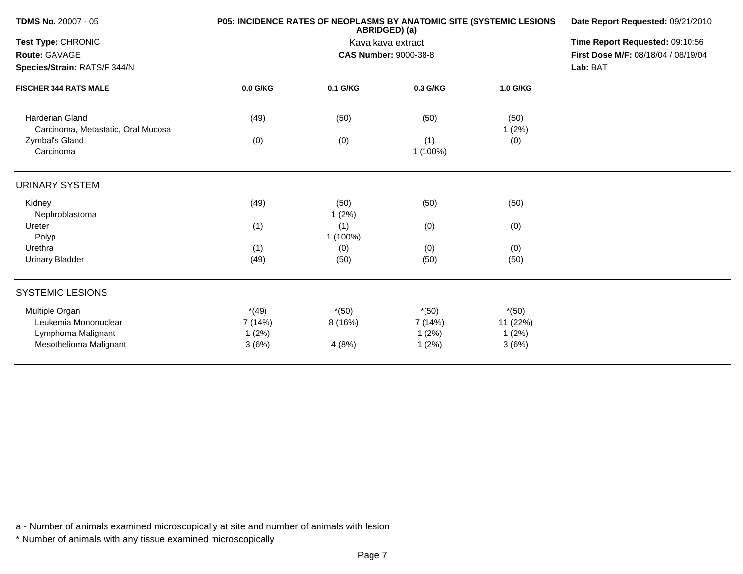**TDMS No.** 20007 - 05
**Test Type:** CHRONIC
**Route:** GAVAGE
**Species/Strain:** RATS/F 344/N

**P05: INCIDENCE RATES OF NEOPLASMS BY ANATOMIC SITE (SYSTEMIC LESIONS ABRIDGED) (a)**
Kava kava extract
**CAS Number:** 9000-38-8

**Date Report Requested:** 09/21/2010
**Time Report Requested:** 09:10:56
**First Dose M/F:** 08/18/04 / 08/19/04
**Lab:** BAT

| FISCHER 344 RATS MALE | 0.0 G/KG | 0.1 G/KG | 0.3 G/KG | 1.0 G/KG |
|---|---|---|---|---|
| Harderian Gland | (49) | (50) | (50) | (50) |
| Carcinoma, Metastatic, Oral Mucosa | | | | 1 (2%) |
| Zymbal's Gland | (0) | (0) | (1) | (0) |
| Carcinoma | | | 1 (100%) | |
| **URINARY SYSTEM** | | | | |
| Kidney | (49) | (50) | (50) | (50) |
| Nephroblastoma | | 1 (2%) | | |
| Ureter | (1) | (1) | (0) | (0) |
| Polyp | | 1 (100%) | | |
| Urethra | (1) | (0) | (0) | (0) |
| Urinary Bladder | (49) | (50) | (50) | (50) |
| **SYSTEMIC LESIONS** | | | | |
| Multiple Organ | *(49) | *(50) | *(50) | *(50) |
| Leukemia Mononuclear | 7 (14%) | 8 (16%) | 7 (14%) | 11 (22%) |
| Lymphoma Malignant | 1 (2%) | | 1 (2%) | 1 (2%) |
| Mesothelioma Malignant | 3 (6%) | 4 (8%) | 1 (2%) | 3 (6%) |

a - Number of animals examined microscopically at site and number of animals with lesion

* Number of animals with any tissue examined microscopically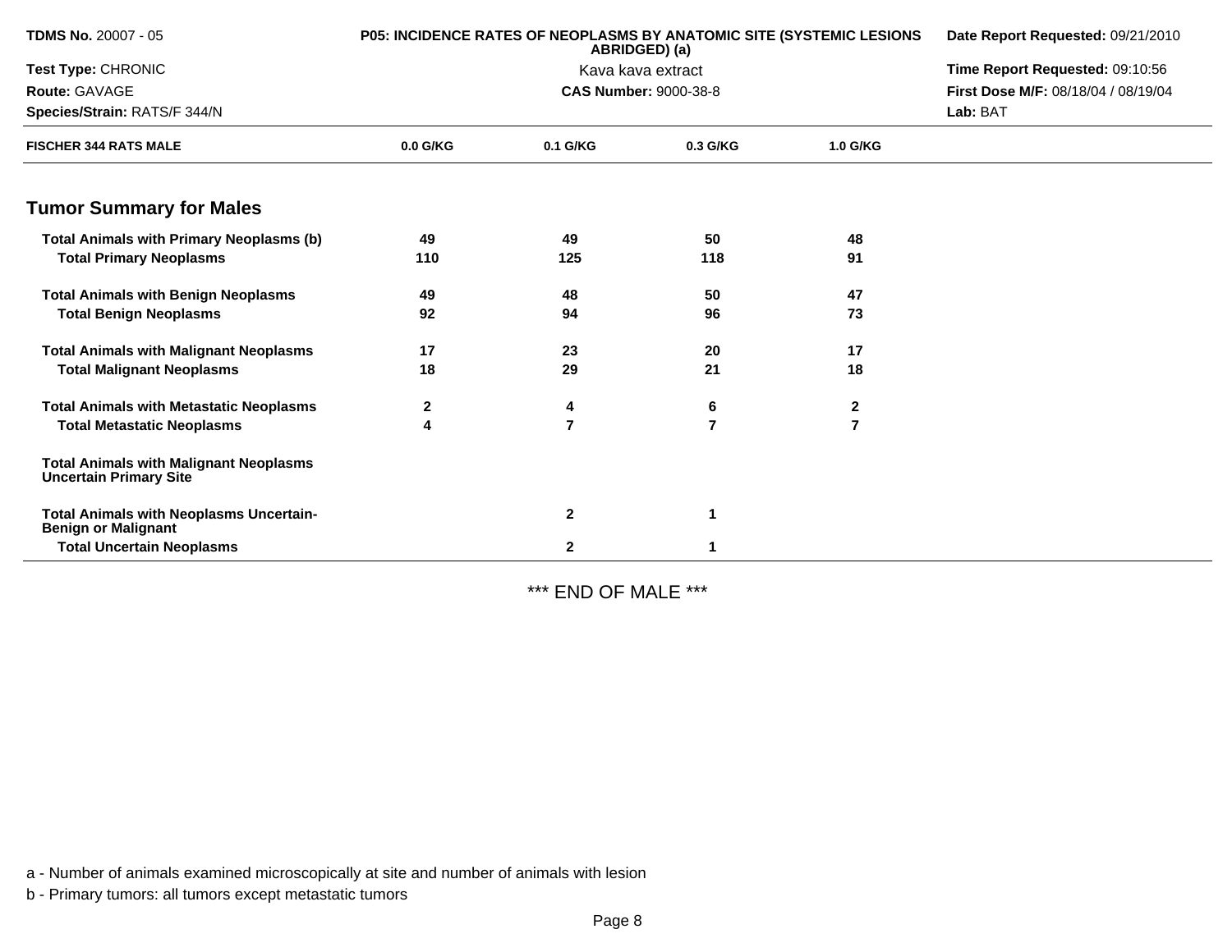**TDMS No.** 20007 - 05
**Test Type:** CHRONIC
**Route:** GAVAGE
**Species/Strain:** RATS/F 344/N

**P05: INCIDENCE RATES OF NEOPLASMS BY ANATOMIC SITE (SYSTEMIC LESIONS ABRIDGED) (a)**
Kava kava extract
**CAS Number:** 9000-38-8

**Date Report Requested:** 09/21/2010
**Time Report Requested:** 09:10:56
**First Dose M/F:** 08/18/04 / 08/19/04
**Lab:** BAT

| FISCHER 344 RATS MALE | 0.0 G/KG | 0.1 G/KG | 0.3 G/KG | 1.0 G/KG |
|---|---|---|---|---|
| **Tumor Summary for Males** | | | | |
| **Total Animals with Primary Neoplasms (b)** | 49 | 49 | 50 | 48 |
| **Total Primary Neoplasms** | 110 | 125 | 118 | 91 |
| **Total Animals with Benign Neoplasms** | 49 | 48 | 50 | 47 |
| **Total Benign Neoplasms** | 92 | 94 | 96 | 73 |
| **Total Animals with Malignant Neoplasms** | 17 | 23 | 20 | 17 |
| **Total Malignant Neoplasms** | 18 | 29 | 21 | 18 |
| **Total Animals with Metastatic Neoplasms** | 2 | 4 | 6 | 2 |
| **Total Metastatic Neoplasms** | 4 | 7 | 7 | 7 |
| **Total Animals with Malignant Neoplasms Uncertain Primary Site** | | | | |
| **Total Animals with Neoplasms Uncertain-Benign or Malignant** | | 2 | 1 | |
| **Total Uncertain Neoplasms** | | 2 | 1 | |

*** END OF MALE ***

a - Number of animals examined microscopically at site and number of animals with lesion

b - Primary tumors: all tumors except metastatic tumors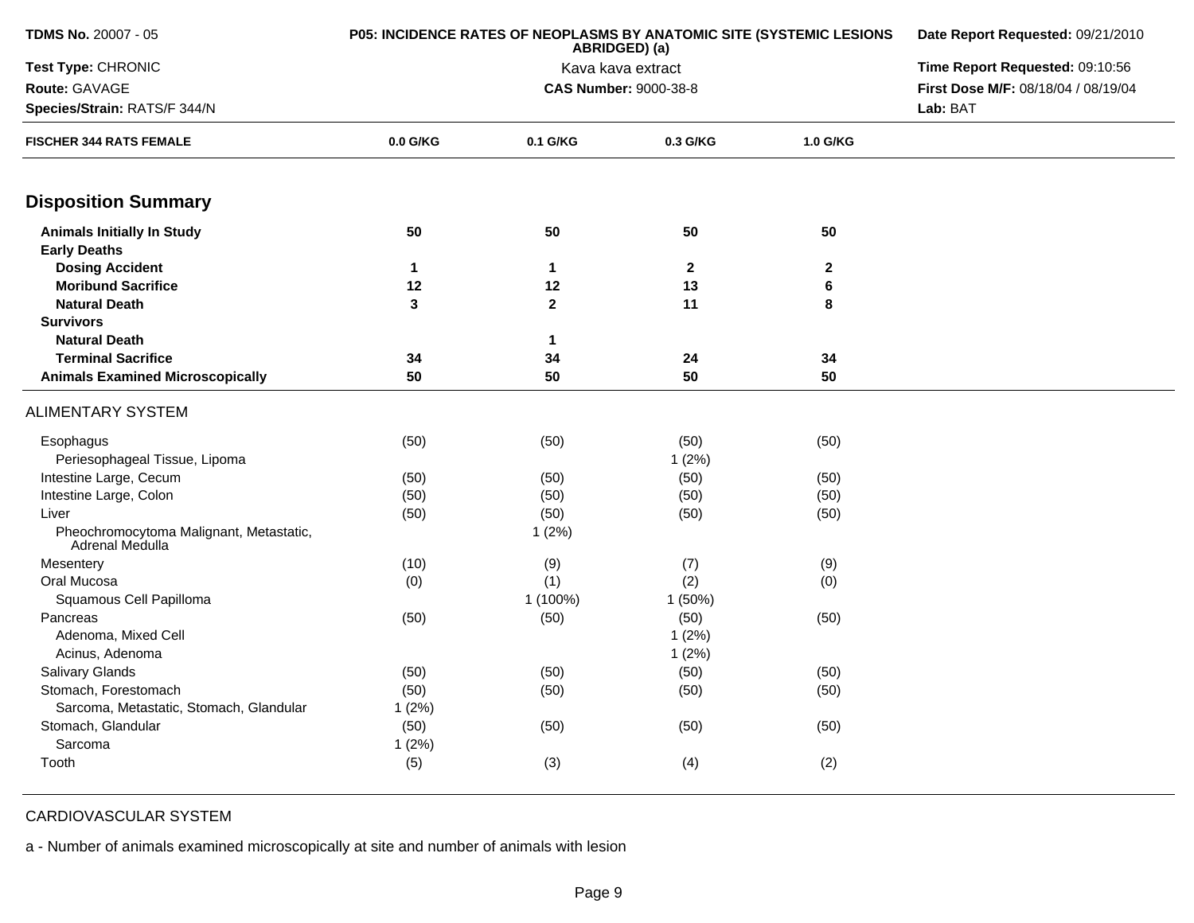| TDMS No. 20007 - 05 | P05: INCIDENCE RATES OF NEOPLASMS BY ANATOMIC SITE (SYSTEMIC LESIONS ABRIDGED) (a) | Date Report Requested: 09/21/2010 |
|---|---|---|
| Test Type: CHRONIC | Kava kava extract | Time Report Requested: 09:10:56 |
| Route: GAVAGE | CAS Number: 9000-38-8 | First Dose M/F: 08/18/04 / 08/19/04 |
| Species/Strain: RATS/F 344/N | | Lab: BAT |

| FISCHER 344 RATS FEMALE | 0.0 G/KG | 0.1 G/KG | 0.3 G/KG | 1.0 G/KG |
|---|---|---|---|---|
| **Disposition Summary** | | | | |
| **Animals Initially In Study** | **50** | **50** | **50** | **50** |
| **Early Deaths** | | | | |
| **Dosing Accident** | **1** | **1** | **2** | **2** |
| **Moribund Sacrifice** | **12** | **12** | **13** | **6** |
| **Natural Death** | **3** | **2** | **11** | **8** |
| **Survivors** | | | | |
| **Natural Death** | | **1** | | |
| **Terminal Sacrifice** | **34** | **34** | **24** | **34** |
| **Animals Examined Microscopically** | **50** | **50** | **50** | **50** |
| ALIMENTARY SYSTEM | | | | |
| Esophagus | (50) | (50) | (50) | (50) |
| Periesophageal Tissue, Lipoma | | | 1 (2%) | |
| Intestine Large, Cecum | (50) | (50) | (50) | (50) |
| Intestine Large, Colon | (50) | (50) | (50) | (50) |
| Liver | (50) | (50) | (50) | (50) |
| Pheochromocytoma Malignant, Metastatic, Adrenal Medulla | | 1 (2%) | | |
| Mesentery | (10) | (9) | (7) | (9) |
| Oral Mucosa | (0) | (1) | (2) | (0) |
| Squamous Cell Papilloma | | 1 (100%) | 1 (50%) | |
| Pancreas | (50) | (50) | (50) | (50) |
| Adenoma, Mixed Cell | | | 1 (2%) | |
| Acinus, Adenoma | | | 1 (2%) | |
| Salivary Glands | (50) | (50) | (50) | (50) |
| Stomach, Forestomach | (50) | (50) | (50) | (50) |
| Sarcoma, Metastatic, Stomach, Glandular | 1 (2%) | | | |
| Stomach, Glandular | (50) | (50) | (50) | (50) |
| Sarcoma | 1 (2%) | | | |
| Tooth | (5) | (3) | (4) | (2) |

CARDIOVASCULAR SYSTEM

a - Number of animals examined microscopically at site and number of animals with lesion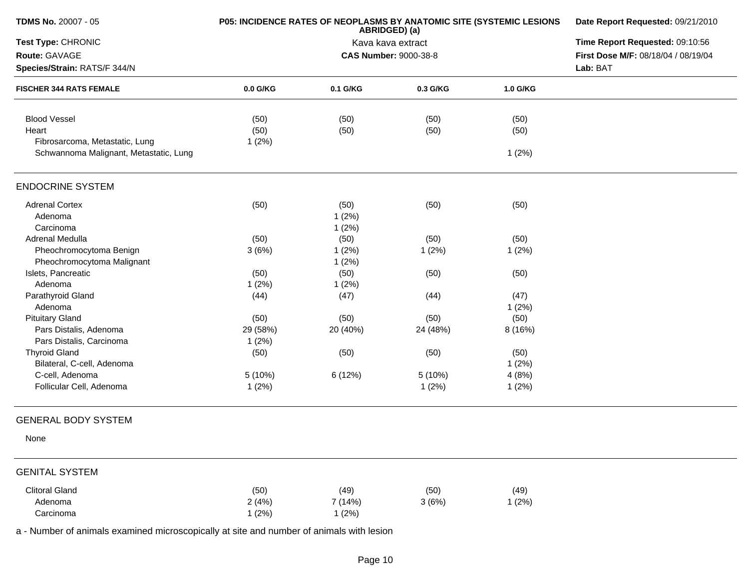**TDMS No.** 20007 - 05
**Test Type:** CHRONIC
**Route:** GAVAGE
**Species/Strain:** RATS/F 344/N

**P05: INCIDENCE RATES OF NEOPLASMS BY ANATOMIC SITE (SYSTEMIC LESIONS ABRIDGED) (a)**
Kava kava extract
**CAS Number:** 9000-38-8

**Date Report Requested:** 09/21/2010
**Time Report Requested:** 09:10:56
**First Dose M/F:** 08/18/04 / 08/19/04
**Lab:** BAT

| FISCHER 344 RATS FEMALE | 0.0 G/KG | 0.1 G/KG | 0.3 G/KG | 1.0 G/KG |
|---|---|---|---|---|
| Blood Vessel | (50) | (50) | (50) | (50) |
| Heart | (50) | (50) | (50) | (50) |
| Fibrosarcoma, Metastatic, Lung | 1 (2%) | | | |
| Schwannoma Malignant, Metastatic, Lung | | | | 1 (2%) |
| **ENDOCRINE SYSTEM** | | | | |
| Adrenal Cortex | (50) | (50) | (50) | (50) |
| Adenoma | | 1 (2%) | | |
| Carcinoma | | 1 (2%) | | |
| Adrenal Medulla | (50) | (50) | (50) | (50) |
| Pheochromocytoma Benign | 3 (6%) | 1 (2%) | 1 (2%) | 1 (2%) |
| Pheochromocytoma Malignant | | 1 (2%) | | |
| Islets, Pancreatic | (50) | (50) | (50) | (50) |
| Adenoma | 1 (2%) | 1 (2%) | | |
| Parathyroid Gland | (44) | (47) | (44) | (47) |
| Adenoma | | | | 1 (2%) |
| Pituitary Gland | (50) | (50) | (50) | (50) |
| Pars Distalis, Adenoma | 29 (58%) | 20 (40%) | 24 (48%) | 8 (16%) |
| Pars Distalis, Carcinoma | 1 (2%) | | | |
| Thyroid Gland | (50) | (50) | (50) | (50) |
| Bilateral, C-cell, Adenoma | | | | 1 (2%) |
| C-cell, Adenoma | 5 (10%) | 6 (12%) | 5 (10%) | 4 (8%) |
| Follicular Cell, Adenoma | 1 (2%) | | 1 (2%) | 1 (2%) |
| **GENERAL BODY SYSTEM** | | | | |
| None | | | | |
| **GENITAL SYSTEM** | | | | |
| Clitoral Gland | (50) | (49) | (50) | (49) |
| Adenoma | 2 (4%) | 7 (14%) | 3 (6%) | 1 (2%) |
| Carcinoma | 1 (2%) | 1 (2%) | | |

a - Number of animals examined microscopically at site and number of animals with lesion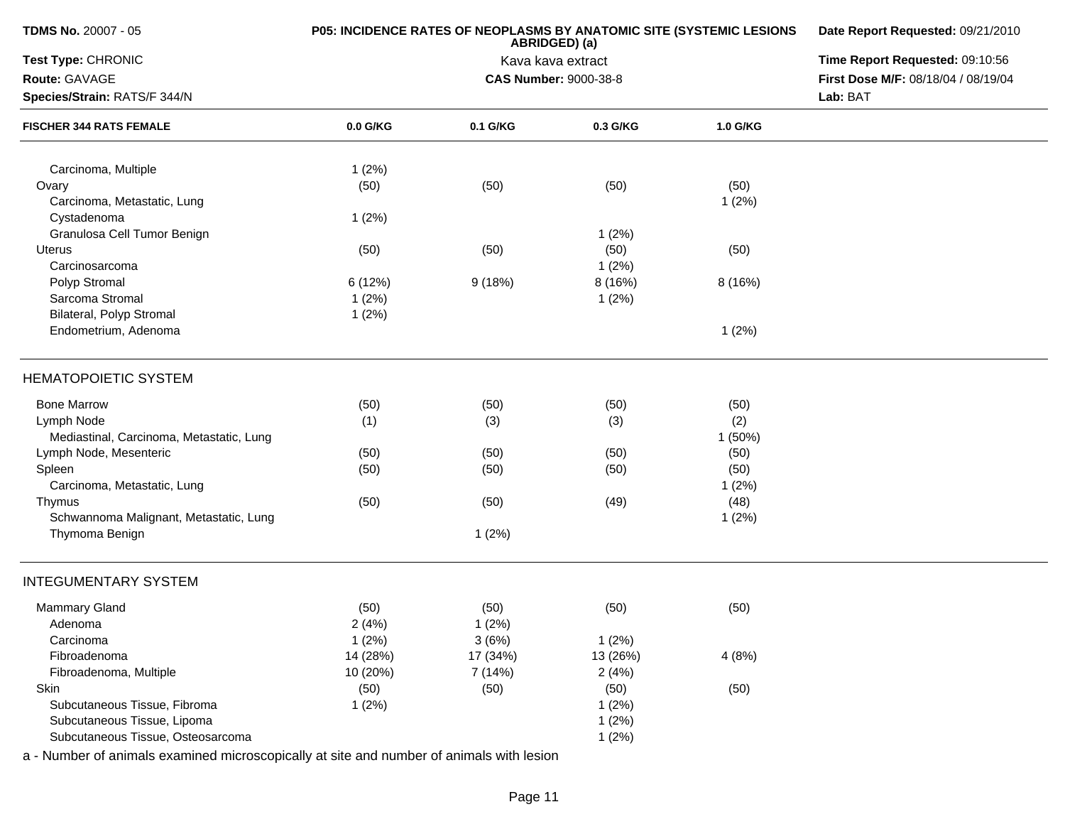**TDMS No.** 20007 - 05

**Test Type:** CHRONIC

**Route:** GAVAGE

**Species/Strain:** RATS/F 344/N

**P05: INCIDENCE RATES OF NEOPLASMS BY ANATOMIC SITE (SYSTEMIC LESIONS ABRIDGED) (a)**

Kava kava extract

**CAS Number:** 9000-38-8

**Date Report Requested:** 09/21/2010

**Time Report Requested:** 09:10:56

**First Dose M/F:** 08/18/04 / 08/19/04

**Lab:** BAT

| FISCHER 344 RATS FEMALE | 0.0 G/KG | 0.1 G/KG | 0.3 G/KG | 1.0 G/KG |
|---|---|---|---|---|
| Carcinoma, Multiple | 1 (2%) | | | |
| Ovary | (50) | (50) | (50) | (50) |
| Carcinoma, Metastatic, Lung | | | | 1 (2%) |
| Cystadenoma | 1 (2%) | | | |
| Granulosa Cell Tumor Benign | | | 1 (2%) | |
| Uterus | (50) | (50) | (50) | (50) |
| Carcinosarcoma | | | 1 (2%) | |
| Polyp Stromal | 6 (12%) | 9 (18%) | 8 (16%) | 8 (16%) |
| Sarcoma Stromal | 1 (2%) | | 1 (2%) | |
| Bilateral, Polyp Stromal | 1 (2%) | | | |
| Endometrium, Adenoma | | | | 1 (2%) |
| **HEMATOPOIETIC SYSTEM** | | | | |
| Bone Marrow | (50) | (50) | (50) | (50) |
| Lymph Node | (1) | (3) | (3) | (2) |
| Mediastinal, Carcinoma, Metastatic, Lung | | | | 1 (50%) |
| Lymph Node, Mesenteric | (50) | (50) | (50) | (50) |
| Spleen | (50) | (50) | (50) | (50) |
| Carcinoma, Metastatic, Lung | | | | 1 (2%) |
| Thymus | (50) | (50) | (49) | (48) |
| Schwannoma Malignant, Metastatic, Lung | | | | 1 (2%) |
| Thymoma Benign | | 1 (2%) | | |
| **INTEGUMENTARY SYSTEM** | | | | |
| Mammary Gland | (50) | (50) | (50) | (50) |
| Adenoma | 2 (4%) | 1 (2%) | | |
| Carcinoma | 1 (2%) | 3 (6%) | 1 (2%) | |
| Fibroadenoma | 14 (28%) | 17 (34%) | 13 (26%) | 4 (8%) |
| Fibroadenoma, Multiple | 10 (20%) | 7 (14%) | 2 (4%) | |
| Skin | (50) | (50) | (50) | (50) |
| Subcutaneous Tissue, Fibroma | 1 (2%) | | 1 (2%) | |
| Subcutaneous Tissue, Lipoma | | | 1 (2%) | |
| Subcutaneous Tissue, Osteosarcoma | | | 1 (2%) | |

a - Number of animals examined microscopically at site and number of animals with lesion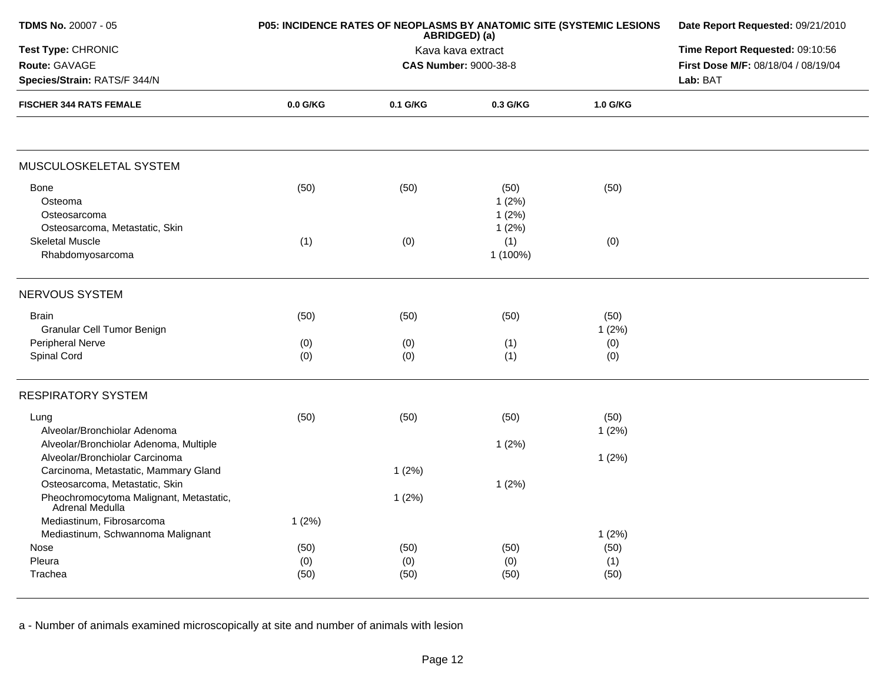**TDMS No.** 20007 - 05
**Test Type:** CHRONIC
**Route:** GAVAGE
**Species/Strain:** RATS/F 344/N

**P05: INCIDENCE RATES OF NEOPLASMS BY ANATOMIC SITE (SYSTEMIC LESIONS ABRIDGED) (a)**
Kava kava extract
**CAS Number:** 9000-38-8

**Date Report Requested:** 09/21/2010
**Time Report Requested:** 09:10:56
**First Dose M/F:** 08/18/04 / 08/19/04
**Lab:** BAT

| FISCHER 344 RATS FEMALE | 0.0 G/KG | 0.1 G/KG | 0.3 G/KG | 1.0 G/KG |
|---|---|---|---|---|
| **MUSCULOSKELETAL SYSTEM** | | | | |
| Bone | (50) | (50) | (50) | (50) |
| Osteoma | | | 1 (2%) | |
| Osteosarcoma | | | 1 (2%) | |
| Osteosarcoma, Metastatic, Skin | | | 1 (2%) | |
| Skeletal Muscle | (1) | (0) | (1) | (0) |
| Rhabdomyosarcoma | | | 1 (100%) | |
| **NERVOUS SYSTEM** | | | | |
| Brain | (50) | (50) | (50) | (50) |
| Granular Cell Tumor Benign | | | | 1 (2%) |
| Peripheral Nerve | (0) | (0) | (1) | (0) |
| Spinal Cord | (0) | (0) | (1) | (0) |
| **RESPIRATORY SYSTEM** | | | | |
| Lung | (50) | (50) | (50) | (50) |
| Alveolar/Bronchiolar Adenoma | | | | 1 (2%) |
| Alveolar/Bronchiolar Adenoma, Multiple | | | 1 (2%) | |
| Alveolar/Bronchiolar Carcinoma | | | | 1 (2%) |
| Carcinoma, Metastatic, Mammary Gland | | 1 (2%) | | |
| Osteosarcoma, Metastatic, Skin | | | 1 (2%) | |
| Pheochromocytoma Malignant, Metastatic, Adrenal Medulla | | 1 (2%) | | |
| Mediastinum, Fibrosarcoma | 1 (2%) | | | |
| Mediastinum, Schwannoma Malignant | | | | 1 (2%) |
| Nose | (50) | (50) | (50) | (50) |
| Pleura | (0) | (0) | (0) | (1) |
| Trachea | (50) | (50) | (50) | (50) |

a - Number of animals examined microscopically at site and number of animals with lesion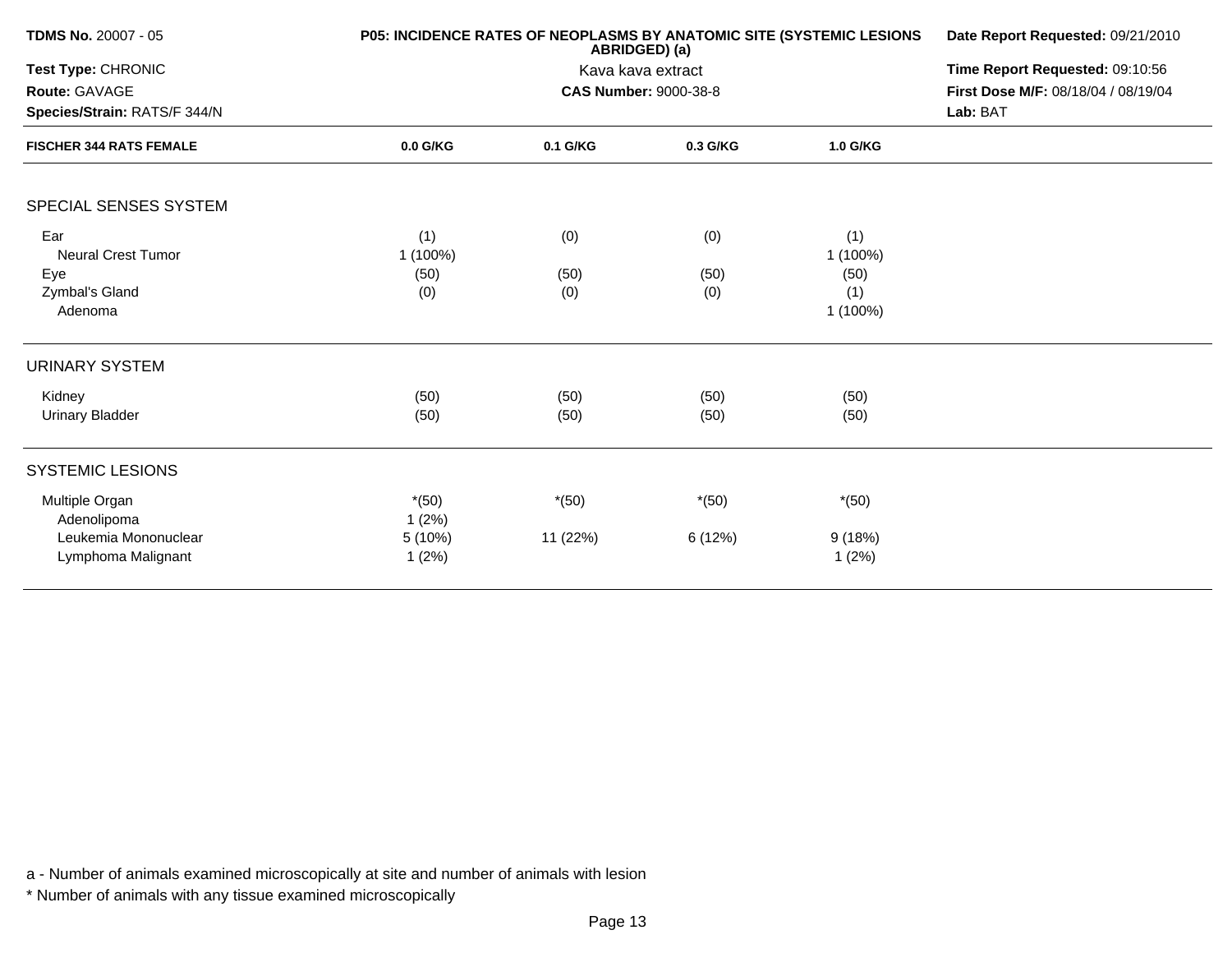**TDMS No.** 20007 - 05

**Test Type:** CHRONIC

**Route:** GAVAGE

**Species/Strain:** RATS/F 344/N

**P05: INCIDENCE RATES OF NEOPLASMS BY ANATOMIC SITE (SYSTEMIC LESIONS ABRIDGED) (a)**

Kava kava extract

**CAS Number:** 9000-38-8

**Date Report Requested:** 09/21/2010

**Time Report Requested:** 09:10:56

**First Dose M/F:** 08/18/04 / 08/19/04

**Lab:** BAT

| FISCHER 344 RATS FEMALE | 0.0 G/KG | 0.1 G/KG | 0.3 G/KG | 1.0 G/KG |
|---|---|---|---|---|
| **SPECIAL SENSES SYSTEM** | | | | |
| Ear | (1) | (0) | (0) | (1) |
| Neural Crest Tumor | 1 (100%) | | | 1 (100%) |
| Eye | (50) | (50) | (50) | (50) |
| Zymbal's Gland | (0) | (0) | (0) | (1) |
| Adenoma | | | | 1 (100%) |
| **URINARY SYSTEM** | | | | |
| Kidney | (50) | (50) | (50) | (50) |
| Urinary Bladder | (50) | (50) | (50) | (50) |
| **SYSTEMIC LESIONS** | | | | |
| Multiple Organ | *(50) | *(50) | *(50) | *(50) |
| Adenolipoma | 1 (2%) | | | |
| Leukemia Mononuclear | 5 (10%) | 11 (22%) | 6 (12%) | 9 (18%) |
| Lymphoma Malignant | 1 (2%) | | | 1 (2%) |

a - Number of animals examined microscopically at site and number of animals with lesion

* Number of animals with any tissue examined microscopically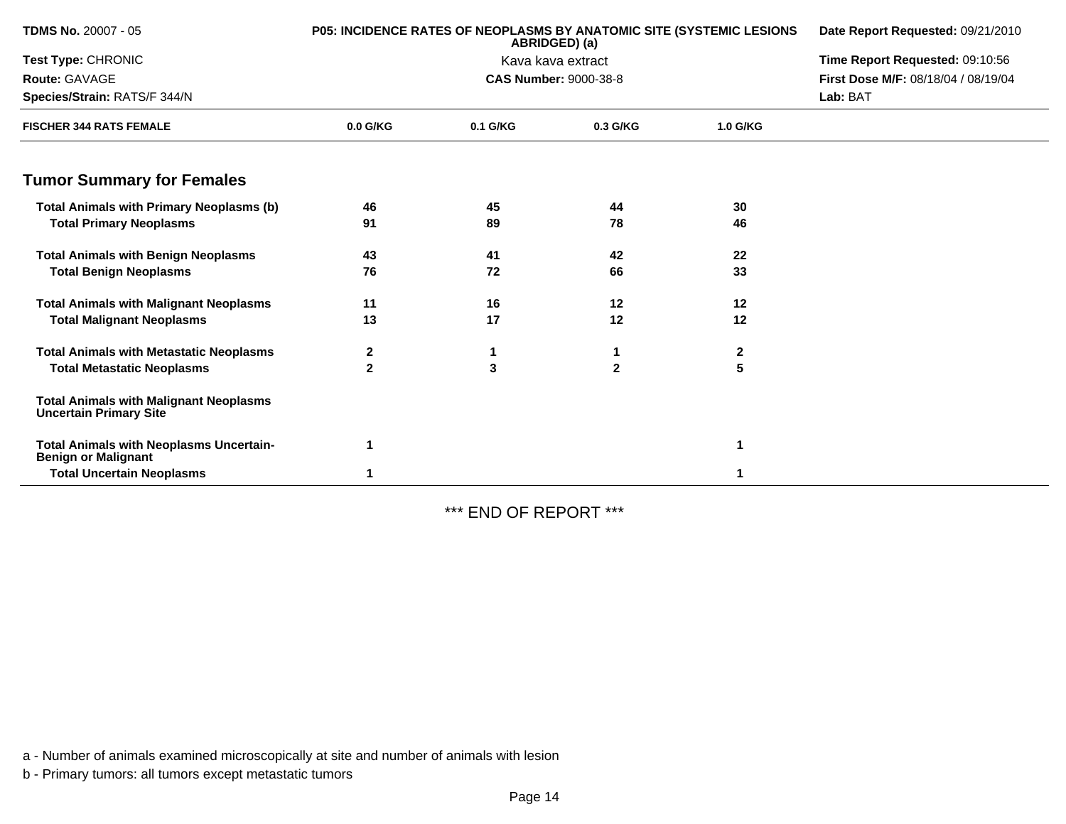| TDMS No. 20007 - 05 | P05: INCIDENCE RATES OF NEOPLASMS BY ANATOMIC SITE (SYSTEMIC LESIONS ABRIDGED) (a) | Date Report Requested: 09/21/2010 |
|---|---|---|
| Test Type: CHRONIC | Kava kava extract | Time Report Requested: 09:10:56 |
| Route: GAVAGE | CAS Number: 9000-38-8 | First Dose M/F: 08/18/04 / 08/19/04 |
| Species/Strain: RATS/F 344/N | | Lab: BAT |

| FISCHER 344 RATS FEMALE | 0.0 G/KG | 0.1 G/KG | 0.3 G/KG | 1.0 G/KG |
|---|---|---|---|---|
| **Tumor Summary for Females** | | | | |
| **Total Animals with Primary Neoplasms (b)** | 46 | 45 | 44 | 30 |
| **Total Primary Neoplasms** | 91 | 89 | 78 | 46 |
| **Total Animals with Benign Neoplasms** | 43 | 41 | 42 | 22 |
| **Total Benign Neoplasms** | 76 | 72 | 66 | 33 |
| **Total Animals with Malignant Neoplasms** | 11 | 16 | 12 | 12 |
| **Total Malignant Neoplasms** | 13 | 17 | 12 | 12 |
| **Total Animals with Metastatic Neoplasms** | 2 | 1 | 1 | 2 |
| **Total Metastatic Neoplasms** | 2 | 3 | 2 | 5 |
| **Total Animals with Malignant Neoplasms Uncertain Primary Site** | | | | |
| **Total Animals with Neoplasms Uncertain-Benign or Malignant** | 1 | | | 1 |
| **Total Uncertain Neoplasms** | 1 | | | 1 |

*** END OF REPORT ***

a - Number of animals examined microscopically at site and number of animals with lesion

b - Primary tumors: all tumors except metastatic tumors